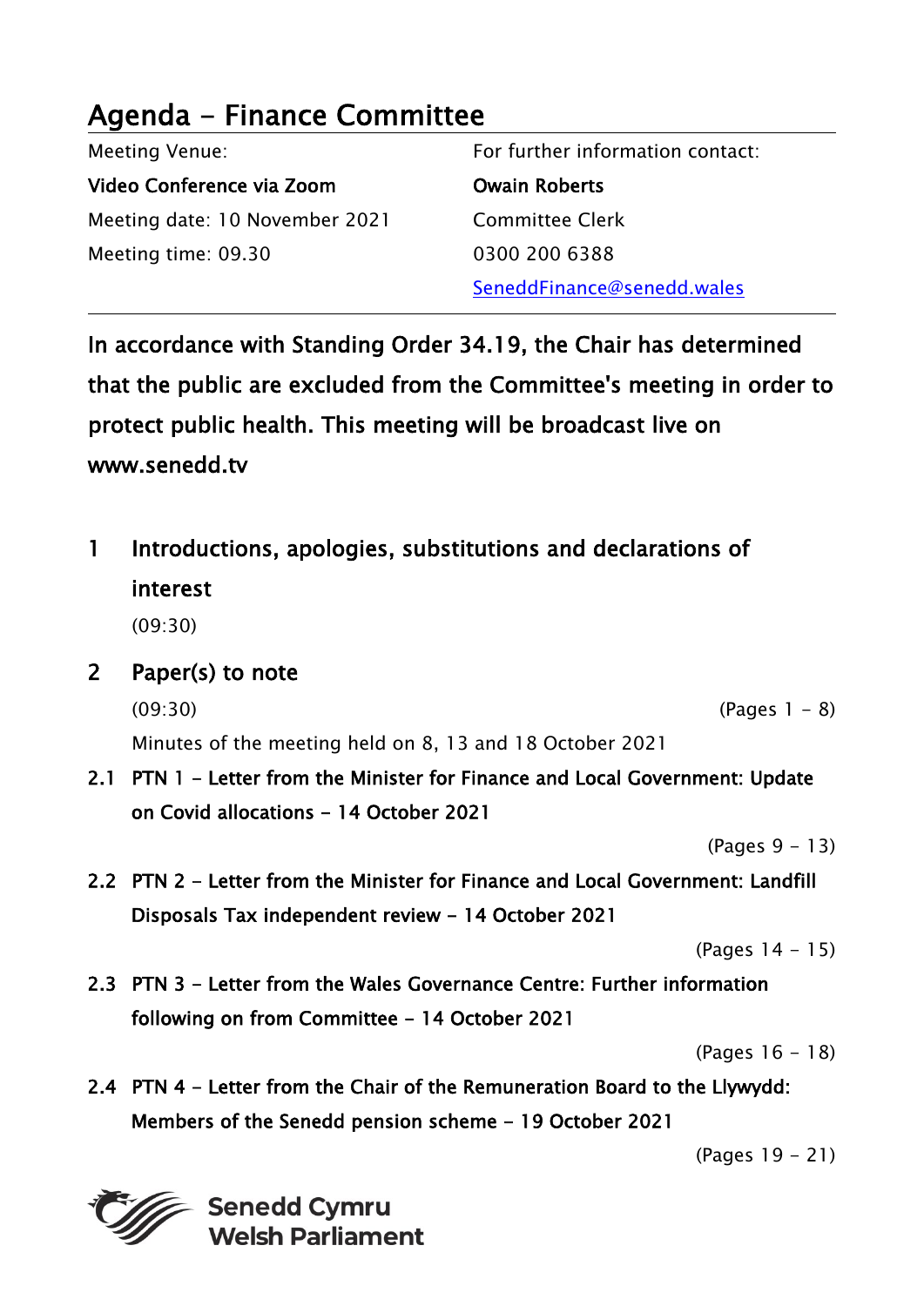# Agenda - Finance Committee

| Meeting Venue: | For further information contact: |
| --- | --- |
| **Video Conference via Zoom** | **Owain Roberts** |
| Meeting date: 10 November 2021 | Committee Clerk |
| Meeting time: 09.30 | 0300 200 6388 |
| | SeneddFinance@senedd.wales |

**In accordance with Standing Order 34.19, the Chair has determined that the public are excluded from the Committee's meeting in order to protect public health. This meeting will be broadcast live on www.senedd.tv**

## 1 Introductions, apologies, substitutions and declarations of interest

(09:30)

## 2 Paper(s) to note

(09:30) (Pages 1 - 8)

Minutes of the meeting held on 8, 13 and 18 October 2021

**2.1 PTN 1 - Letter from the Minister for Finance and Local Government: Update on Covid allocations - 14 October 2021**

(Pages 9 - 13)

**2.2 PTN 2 - Letter from the Minister for Finance and Local Government: Landfill Disposals Tax independent review - 14 October 2021**

(Pages 14 - 15)

**2.3 PTN 3 - Letter from the Wales Governance Centre: Further information following on from Committee - 14 October 2021**

(Pages 16 - 18)

**2.4 PTN 4 - Letter from the Chair of the Remuneration Board to the Llywydd: Members of the Senedd pension scheme - 19 October 2021**

(Pages 19 - 21)

**Senedd Cymru**
**Welsh Parliament**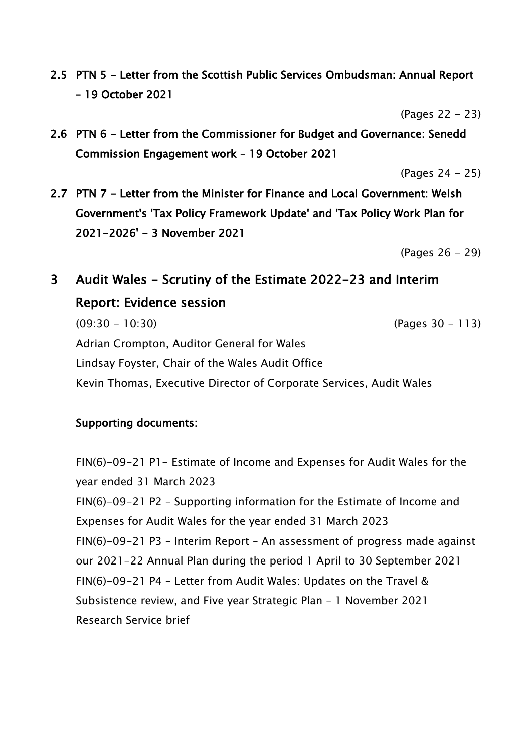**2.5 PTN 5 - Letter from the Scottish Public Services Ombudsman: Annual Report – 19 October 2021**

(Pages 22 - 23)

**2.6 PTN 6 - Letter from the Commissioner for Budget and Governance: Senedd Commission Engagement work – 19 October 2021**

(Pages 24 - 25)

**2.7 PTN 7 - Letter from the Minister for Finance and Local Government: Welsh Government's 'Tax Policy Framework Update' and 'Tax Policy Work Plan for 2021-2026' - 3 November 2021**

(Pages 26 - 29)

## 3 Audit Wales - Scrutiny of the Estimate 2022-23 and Interim Report: Evidence session

(09:30 - 10:30) (Pages 30 - 113)

Adrian Crompton, Auditor General for Wales

Lindsay Foyster, Chair of the Wales Audit Office

Kevin Thomas, Executive Director of Corporate Services, Audit Wales

**Supporting documents:**

FIN(6)-09-21 P1- Estimate of Income and Expenses for Audit Wales for the year ended 31 March 2023

FIN(6)-09-21 P2 – Supporting information for the Estimate of Income and Expenses for Audit Wales for the year ended 31 March 2023

FIN(6)-09-21 P3 – Interim Report – An assessment of progress made against our 2021-22 Annual Plan during the period 1 April to 30 September 2021

FIN(6)-09-21 P4 – Letter from Audit Wales: Updates on the Travel & Subsistence review, and Five year Strategic Plan – 1 November 2021

Research Service brief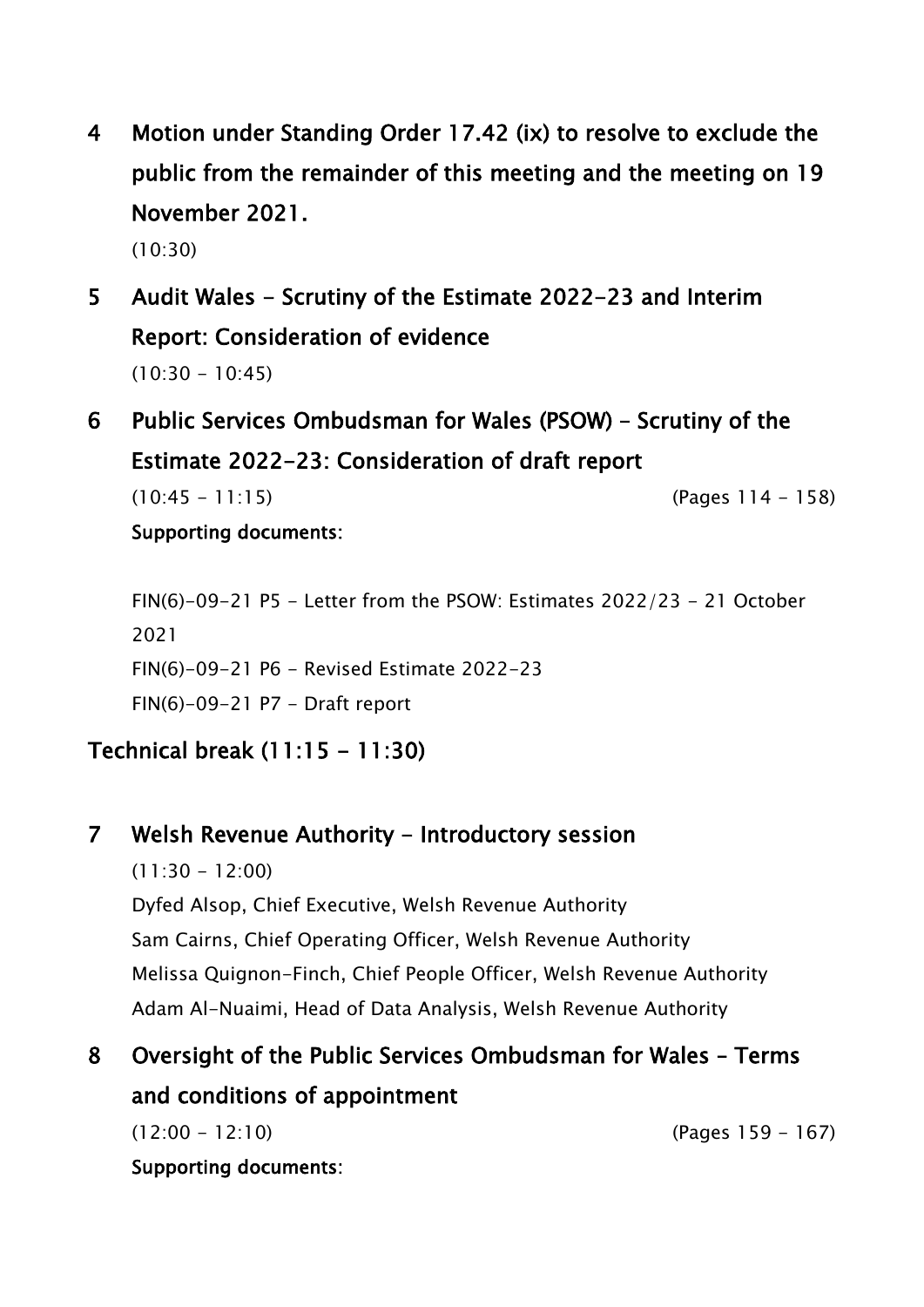## 4 Motion under Standing Order 17.42 (ix) to resolve to exclude the public from the remainder of this meeting and the meeting on 19 November 2021.

(10:30)

## 5 Audit Wales - Scrutiny of the Estimate 2022-23 and Interim Report: Consideration of evidence

(10:30 - 10:45)

## 6 Public Services Ombudsman for Wales (PSOW) – Scrutiny of the Estimate 2022-23: Consideration of draft report

(10:45 - 11:15) (Pages 114 - 158)

**Supporting documents:**

FIN(6)-09-21 P5 - Letter from the PSOW: Estimates 2022/23 - 21 October 2021

FIN(6)-09-21 P6 - Revised Estimate 2022-23

FIN(6)-09-21 P7 - Draft report

**Technical break (11:15 - 11:30)**

## 7 Welsh Revenue Authority - Introductory session

(11:30 - 12:00)

Dyfed Alsop, Chief Executive, Welsh Revenue Authority

Sam Cairns, Chief Operating Officer, Welsh Revenue Authority

Melissa Quignon-Finch, Chief People Officer, Welsh Revenue Authority

Adam Al-Nuaimi, Head of Data Analysis, Welsh Revenue Authority

## 8 Oversight of the Public Services Ombudsman for Wales – Terms and conditions of appointment

(12:00 - 12:10) (Pages 159 - 167)

**Supporting documents:**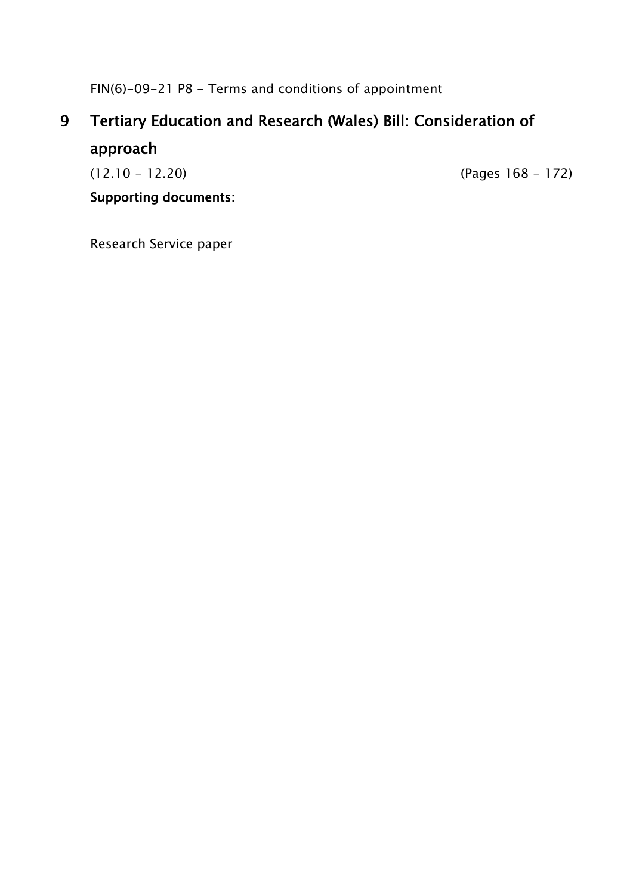FIN(6)-09-21 P8 - Terms and conditions of appointment

## 9 Tertiary Education and Research (Wales) Bill: Consideration of approach

(12.10 - 12.20) (Pages 168 - 172)

**Supporting documents:**

Research Service paper